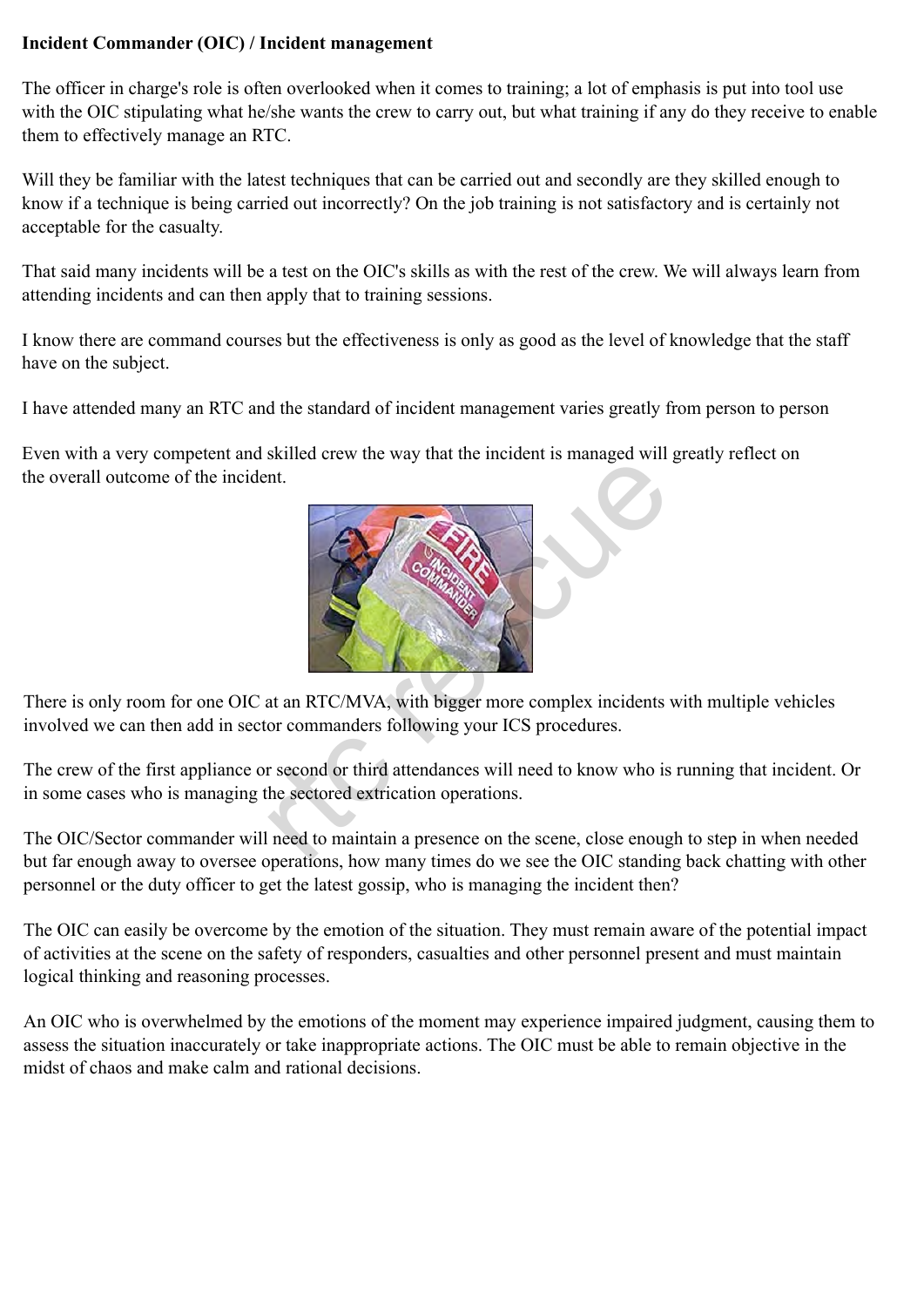**Incident Commander (OIC) / Incident management**

The officer in charge's role is often overlooked when it comes to training; a lot of emphasis is put into tool use with the OIC stipulating what he/she wants the crew to carry out, but what training if any do they receive to enable them to effectively manage an RTC.

Will they be familiar with the latest techniques that can be carried out and secondly are they skilled enough to know if a technique is being carried out incorrectly? On the job training is not satisfactory and is certainly not acceptable for the casualty.

That said many incidents will be a test on the OIC's skills as with the rest of the crew. We will always learn from attending incidents and can then apply that to training sessions.

I know there are command courses but the effectiveness is only as good as the level of knowledge that the staff have on the subject.

I have attended many an RTC and the standard of incident management varies greatly from person to person

Even with a very competent and skilled crew the way that the incident is managed will greatly reflect on the overall outcome of the incident.

There is only room for one OIC at an RTC/MVA, with bigger more complex incidents with multiple vehicles involved we can then add in sector commanders following your ICS procedures.

The crew of the first appliance or second or third attendances will need to know who is running that incident. Or in some cases who is managing the sectored extrication operations.

The OIC/Sector commander will need to maintain a presence on the scene, close enough to step in when needed but far enough away to oversee operations, how many times do we see the OIC standing back chatting with other personnel or the duty officer to get the latest gossip, who is managing the incident then?

The OIC can easily be overcome by the emotion of the situation. They must remain aware of the potential impact of activities at the scene on the safety of responders, casualties and other personnel present and must maintain logical thinking and reasoning processes.

An OIC who is overwhelmed by the emotions of the moment may experience impaired judgment, causing them to assess the situation inaccurately or take inappropriate actions. The OIC must be able to remain objective in the midst of chaos and make calm and rational decisions.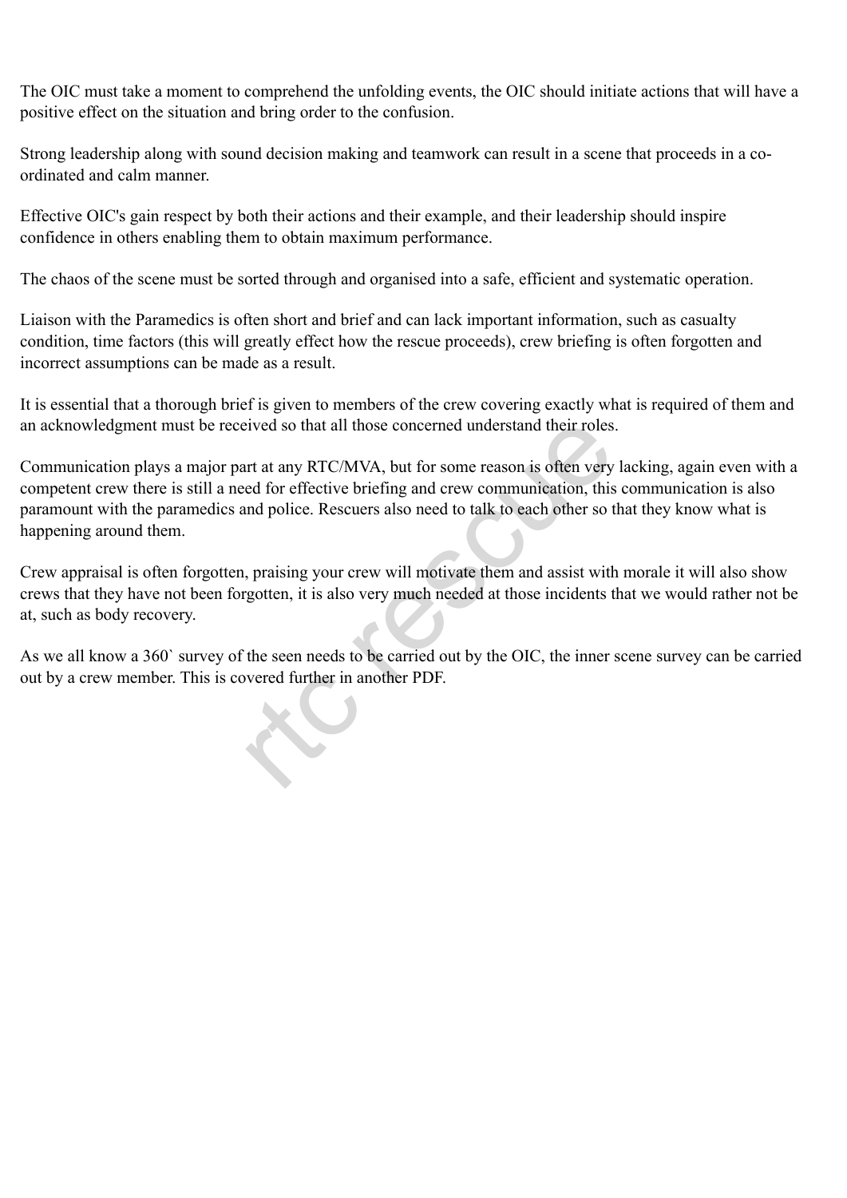The OIC must take a moment to comprehend the unfolding events, the OIC should initiate actions that will have a positive effect on the situation and bring order to the confusion.

Strong leadership along with sound decision making and teamwork can result in a scene that proceeds in a co-ordinated and calm manner.

Effective OIC's gain respect by both their actions and their example, and their leadership should inspire confidence in others enabling them to obtain maximum performance.

The chaos of the scene must be sorted through and organised into a safe, efficient and systematic operation.

Liaison with the Paramedics is often short and brief and can lack important information, such as casualty condition, time factors (this will greatly effect how the rescue proceeds), crew briefing is often forgotten and incorrect assumptions can be made as a result.

It is essential that a thorough brief is given to members of the crew covering exactly what is required of them and an acknowledgment must be received so that all those concerned understand their roles.

Communication plays a major part at any RTC/MVA, but for some reason is often very lacking, again even with a competent crew there is still a need for effective briefing and crew communication, this communication is also paramount with the paramedics and police. Rescuers also need to talk to each other so that they know what is happening around them.

Crew appraisal is often forgotten, praising your crew will motivate them and assist with morale it will also show crews that they have not been forgotten, it is also very much needed at those incidents that we would rather not be at, such as body recovery.

As we all know a 360` survey of the seen needs to be carried out by the OIC, the inner scene survey can be carried out by a crew member. This is covered further in another PDF.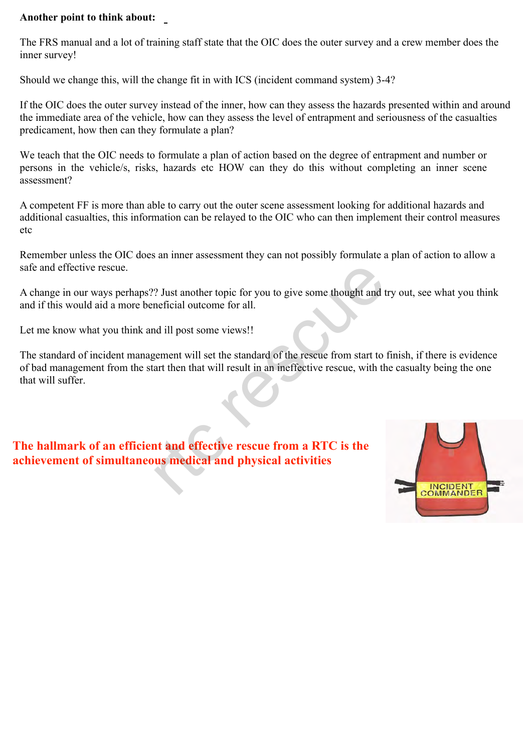**Another point to think about:**

The FRS manual and a lot of training staff state that the OIC does the outer survey and a crew member does the inner survey!

Should we change this, will the change fit in with ICS (incident command system) 3-4?

If the OIC does the outer survey instead of the inner, how can they assess the hazards presented within and around the immediate area of the vehicle, how can they assess the level of entrapment and seriousness of the casualties predicament, how then can they formulate a plan?

We teach that the OIC needs to formulate a plan of action based on the degree of entrapment and number or persons in the vehicle/s, risks, hazards etc HOW can they do this without completing an inner scene assessment?

A competent FF is more than able to carry out the outer scene assessment looking for additional hazards and additional casualties, this information can be relayed to the OIC who can then implement their control measures etc

Remember unless the OIC does an inner assessment they can not possibly formulate a plan of action to allow a safe and effective rescue.

A change in our ways perhaps?? Just another topic for you to give some thought and try out, see what you think and if this would aid a more beneficial outcome for all.

Let me know what you think and ill post some views!!

The standard of incident management will set the standard of the rescue from start to finish, if there is evidence of bad management from the start then that will result in an ineffective rescue, with the casualty being the one that will suffer.

**The hallmark of an efficient and effective rescue from a RTC is the achievement of simultaneous medical and physical activities**